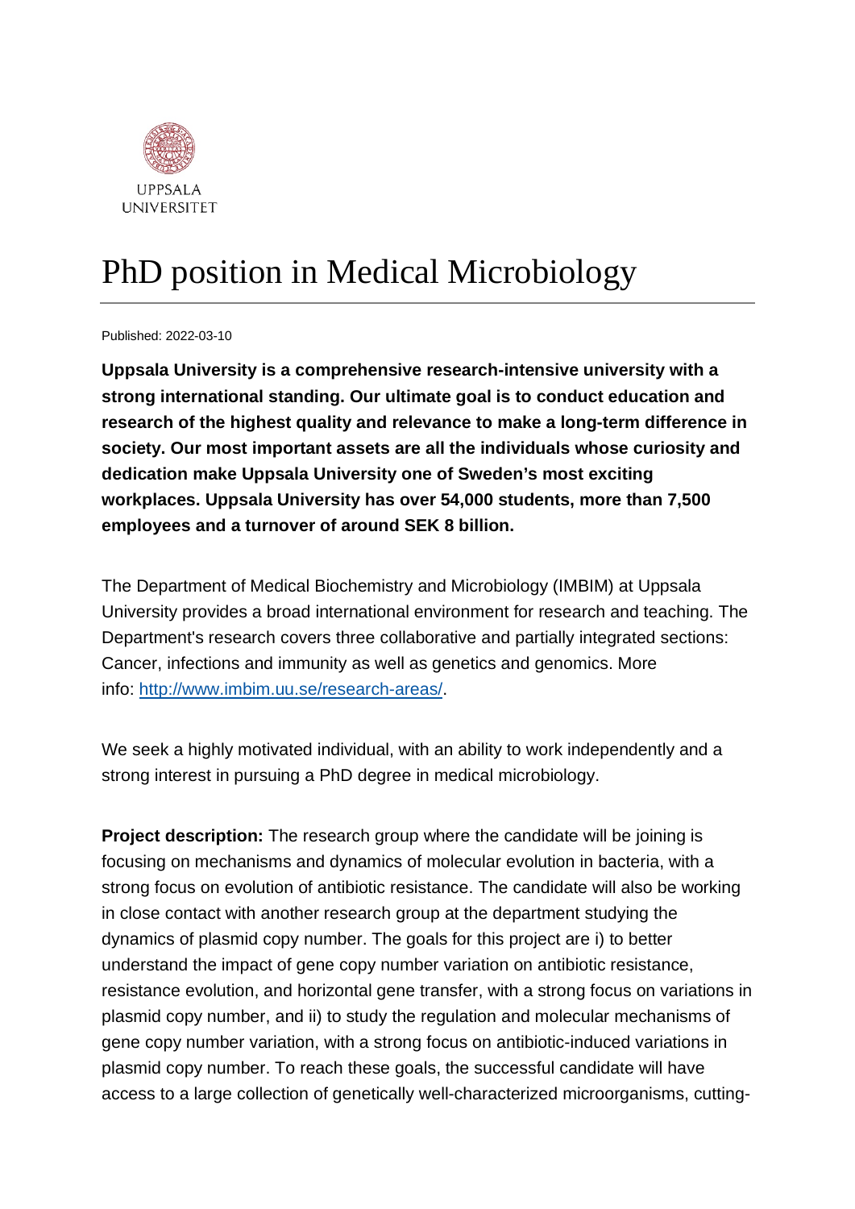UPPSALA UNIVERSITET

# PhD position in Medical Microbiology

Published: 2022-03-10

**Uppsala University is a comprehensive research-intensive university with a strong international standing. Our ultimate goal is to conduct education and research of the highest quality and relevance to make a long-term difference in society. Our most important assets are all the individuals whose curiosity and dedication make Uppsala University one of Sweden's most exciting workplaces. Uppsala University has over 54,000 students, more than 7,500 employees and a turnover of around SEK 8 billion.**

The Department of Medical Biochemistry and Microbiology (IMBIM) at Uppsala University provides a broad international environment for research and teaching. The Department's research covers three collaborative and partially integrated sections: Cancer, infections and immunity as well as genetics and genomics. More info: [http://www.imbim.uu.se/research-areas/](http://www.imbim.uu.se/research-areas/).

We seek a highly motivated individual, with an ability to work independently and a strong interest in pursuing a PhD degree in medical microbiology.

**Project description:** The research group where the candidate will be joining is focusing on mechanisms and dynamics of molecular evolution in bacteria, with a strong focus on evolution of antibiotic resistance. The candidate will also be working in close contact with another research group at the department studying the dynamics of plasmid copy number. The goals for this project are i) to better understand the impact of gene copy number variation on antibiotic resistance, resistance evolution, and horizontal gene transfer, with a strong focus on variations in plasmid copy number, and ii) to study the regulation and molecular mechanisms of gene copy number variation, with a strong focus on antibiotic-induced variations in plasmid copy number. To reach these goals, the successful candidate will have access to a large collection of genetically well-characterized microorganisms, cutting-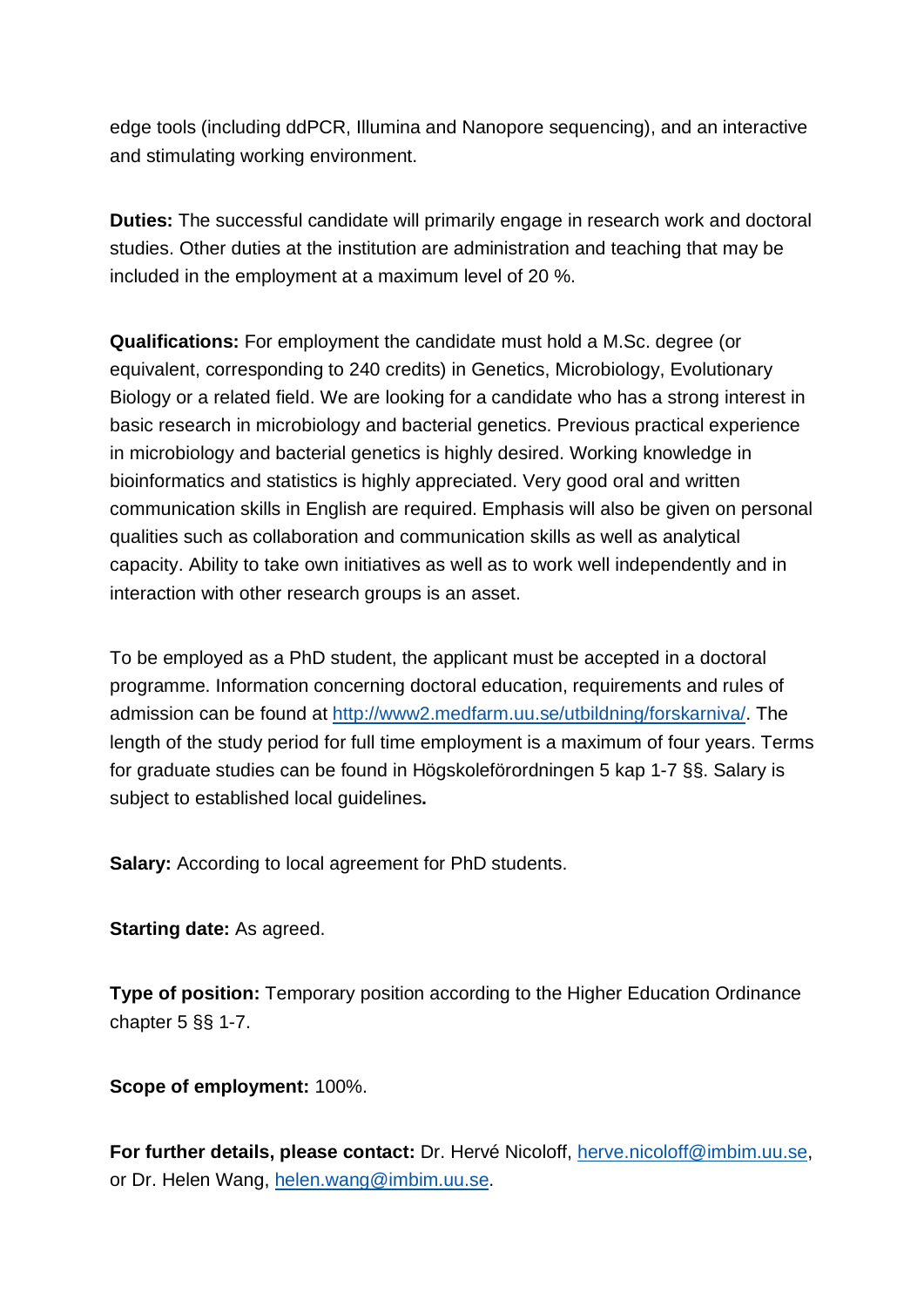edge tools (including ddPCR, Illumina and Nanopore sequencing), and an interactive and stimulating working environment.

**Duties:** The successful candidate will primarily engage in research work and doctoral studies. Other duties at the institution are administration and teaching that may be included in the employment at a maximum level of 20 %.

**Qualifications:** For employment the candidate must hold a M.Sc. degree (or equivalent, corresponding to 240 credits) in Genetics, Microbiology, Evolutionary Biology or a related field. We are looking for a candidate who has a strong interest in basic research in microbiology and bacterial genetics. Previous practical experience in microbiology and bacterial genetics is highly desired. Working knowledge in bioinformatics and statistics is highly appreciated. Very good oral and written communication skills in English are required. Emphasis will also be given on personal qualities such as collaboration and communication skills as well as analytical capacity. Ability to take own initiatives as well as to work well independently and in interaction with other research groups is an asset.

To be employed as a PhD student, the applicant must be accepted in a doctoral programme. Information concerning doctoral education, requirements and rules of admission can be found at [http://www2.medfarm.uu.se/utbildning/forskarniva/](http://www2.medfarm.uu.se/utbildning/forskarniva/). The length of the study period for full time employment is a maximum of four years. Terms for graduate studies can be found in Högskoleförordningen 5 kap 1-7 §§. Salary is subject to established local guidelines**.**

**Salary:** According to local agreement for PhD students.

**Starting date:** As agreed.

**Type of position:** Temporary position according to the Higher Education Ordinance chapter 5 §§ 1-7.

**Scope of employment:** 100%.

**For further details, please contact:** Dr. Hervé Nicoloff, [herve.nicoloff@imbim.uu.se](mailto:herve.nicoloff@imbim.uu.se), or Dr. Helen Wang, [helen.wang@imbim.uu.se](mailto:helen.wang@imbim.uu.se).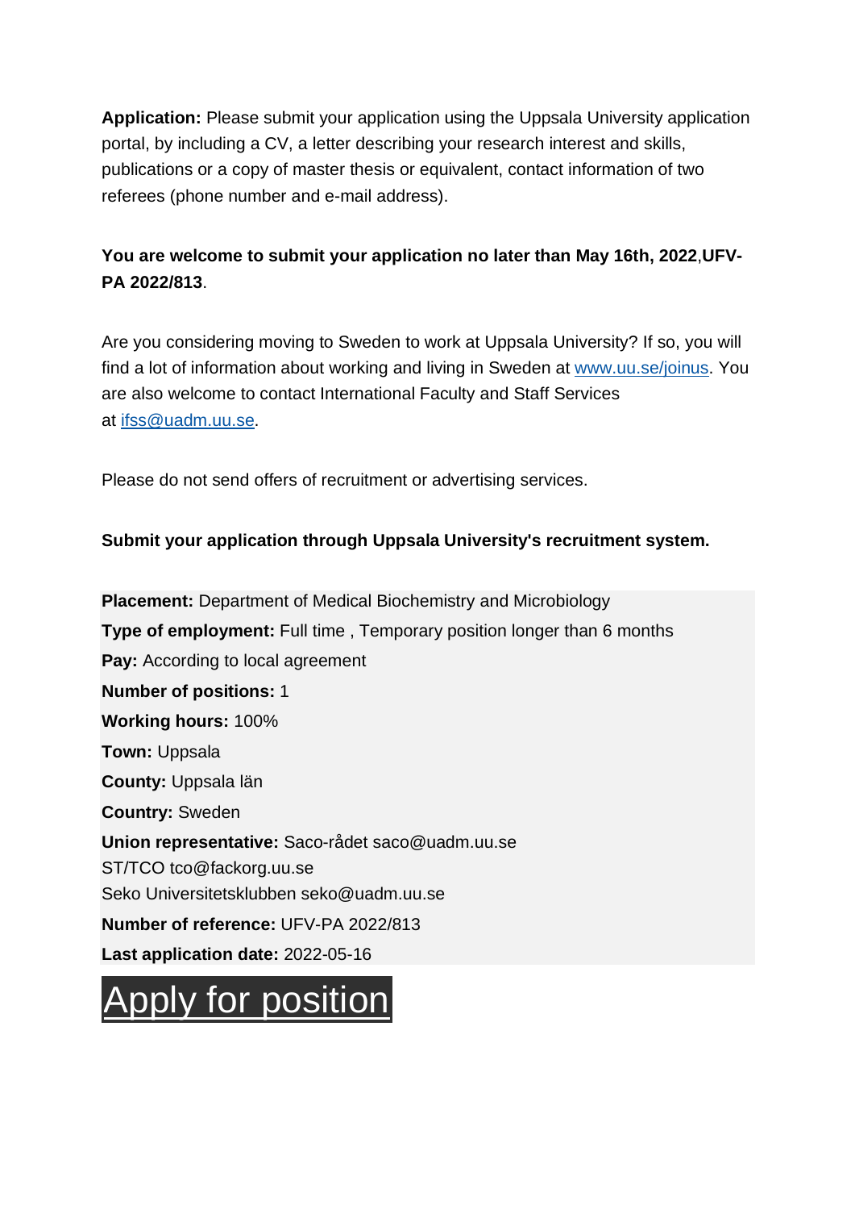**Application:** Please submit your application using the Uppsala University application portal, by including a CV, a letter describing your research interest and skills, publications or a copy of master thesis or equivalent, contact information of two referees (phone number and e-mail address).

**You are welcome to submit your application no later than May 16th, 2022**,**UFV-PA 2022/813**.

Are you considering moving to Sweden to work at Uppsala University? If so, you will find a lot of information about working and living in Sweden at [www.uu.se/joinus](www.uu.se/joinus). You are also welcome to contact International Faculty and Staff Services at [ifss@uadm.uu.se](mailto:ifss@uadm.uu.se).

Please do not send offers of recruitment or advertising services.

**Submit your application through Uppsala University's recruitment system.**

**Placement:** Department of Medical Biochemistry and Microbiology
**Type of employment:** Full time , Temporary position longer than 6 months
**Pay:** According to local agreement
**Number of positions:** 1
**Working hours:** 100%
**Town:** Uppsala
**County:** Uppsala län
**Country:** Sweden
**Union representative:** Saco-rådet saco@uadm.uu.se
ST/TCO tco@fackorg.uu.se
Seko Universitetsklubben seko@uadm.uu.se
**Number of reference:** UFV-PA 2022/813
**Last application date:** 2022-05-16

# Apply for position